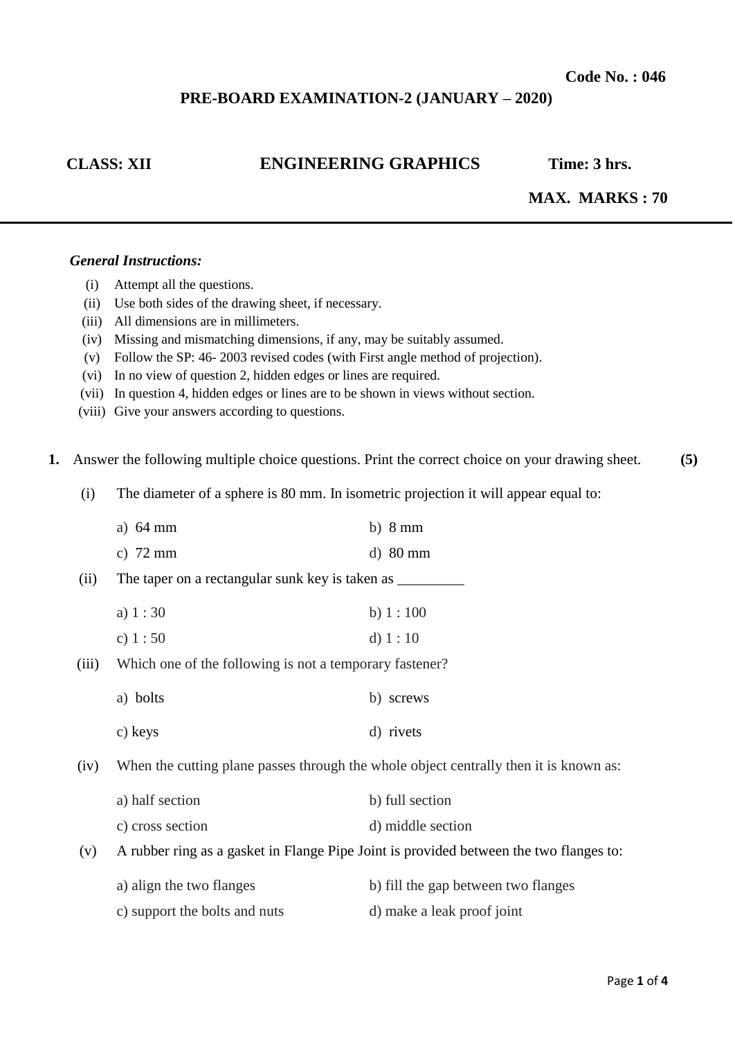**Code No. : 046**

**PRE-BOARD EXAMINATION-2 (JANUARY – 2020)**

**CLASS: XII** **ENGINEERING GRAPHICS** **Time: 3 hrs.**

**MAX. MARKS : 70**

---

***General Instructions:***

(i) Attempt all the questions.
(ii) Use both sides of the drawing sheet, if necessary.
(iii) All dimensions are in millimeters.
(iv) Missing and mismatching dimensions, if any, may be suitably assumed.
(v) Follow the SP: 46- 2003 revised codes (with First angle method of projection).
(vi) In no view of question 2, hidden edges or lines are required.
(vii) In question 4, hidden edges or lines are to be shown in views without section.
(viii) Give your answers according to questions.

**1.** Answer the following multiple choice questions. Print the correct choice on your drawing sheet. **(5)**

(i) The diameter of a sphere is 80 mm. In isometric projection it will appear equal to:

a) 64 mm  b) 8 mm
c) 72 mm  d) 80 mm

(ii) The taper on a rectangular sunk key is taken as _________

a) 1 : 30  b) 1 : 100
c) 1 : 50  d) 1 : 10

(iii) Which one of the following is not a temporary fastener?

a) bolts  b) screws
c) keys  d) rivets

(iv) When the cutting plane passes through the whole object centrally then it is known as:

a) half section  b) full section
c) cross section  d) middle section

(v) A rubber ring as a gasket in Flange Pipe Joint is provided between the two flanges to:

a) align the two flanges  b) fill the gap between two flanges
c) support the bolts and nuts  d) make a leak proof joint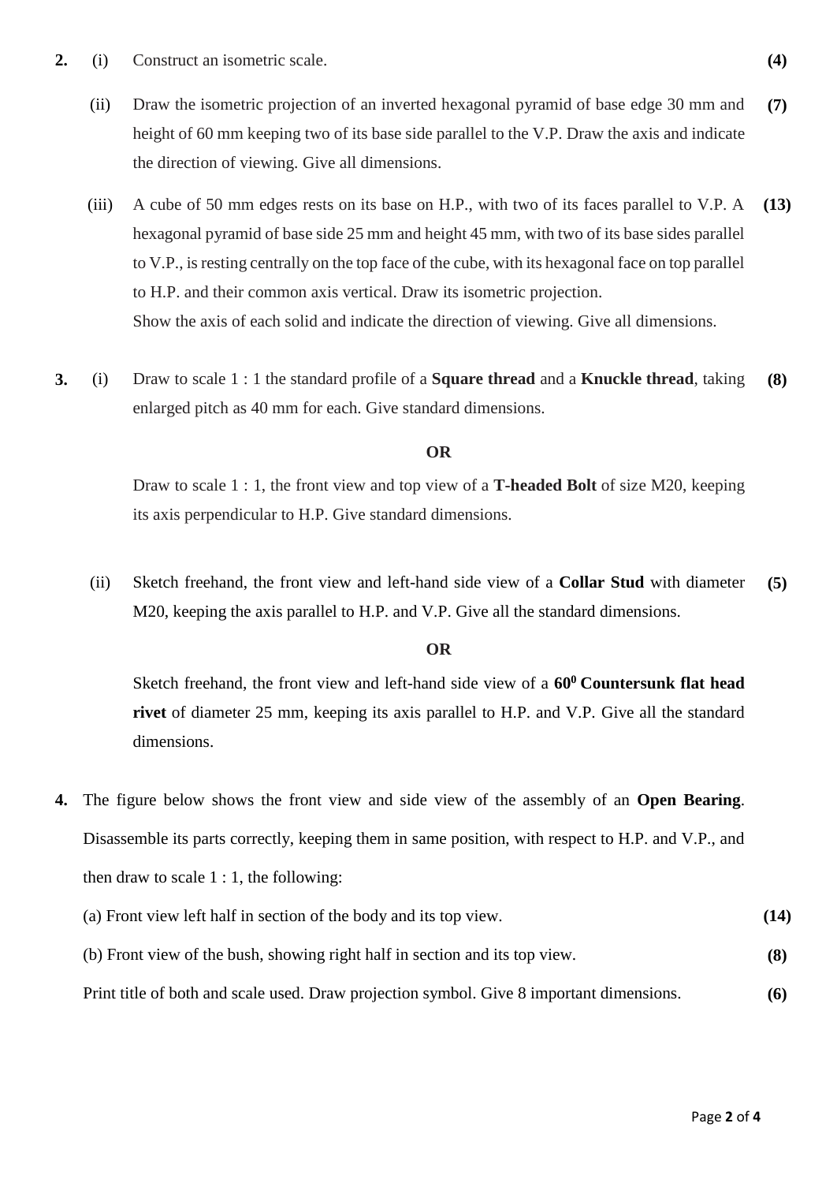**2.** (i) Construct an isometric scale. **(4)**

(ii) Draw the isometric projection of an inverted hexagonal pyramid of base edge 30 mm and height of 60 mm keeping two of its base side parallel to the V.P. Draw the axis and indicate the direction of viewing. Give all dimensions. **(7)**

(iii) A cube of 50 mm edges rests on its base on H.P., with two of its faces parallel to V.P. A hexagonal pyramid of base side 25 mm and height 45 mm, with two of its base sides parallel to V.P., is resting centrally on the top face of the cube, with its hexagonal face on top parallel to H.P. and their common axis vertical. Draw its isometric projection. Show the axis of each solid and indicate the direction of viewing. Give all dimensions. **(13)**

**3.** (i) Draw to scale 1 : 1 the standard profile of a **Square thread** and a **Knuckle thread**, taking enlarged pitch as 40 mm for each. Give standard dimensions. **(8)**

**OR**

Draw to scale 1 : 1, the front view and top view of a **T-headed Bolt** of size M20, keeping its axis perpendicular to H.P. Give standard dimensions.

(ii) Sketch freehand, the front view and left-hand side view of a **Collar Stud** with diameter M20, keeping the axis parallel to H.P. and V.P. Give all the standard dimensions. **(5)**

**OR**

Sketch freehand, the front view and left-hand side view of a **$60^0$ Countersunk flat head rivet** of diameter 25 mm, keeping its axis parallel to H.P. and V.P. Give all the standard dimensions.

**4.** The figure below shows the front view and side view of the assembly of an **Open Bearing**. Disassemble its parts correctly, keeping them in same position, with respect to H.P. and V.P., and then draw to scale 1 : 1, the following:

(a) Front view left half in section of the body and its top view. **(14)**

(b) Front view of the bush, showing right half in section and its top view. **(8)**

Print title of both and scale used. Draw projection symbol. Give 8 important dimensions. **(6)**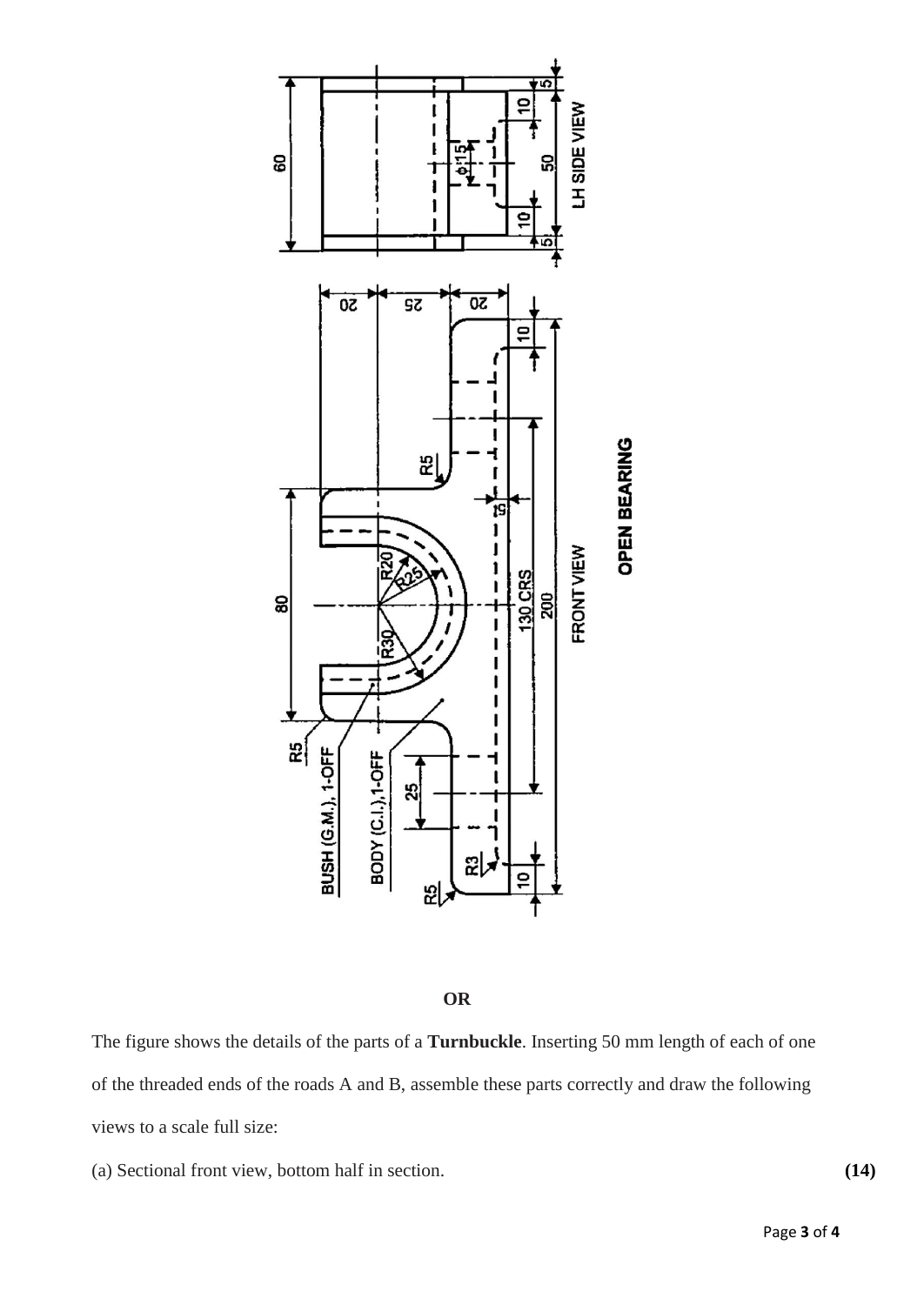**OR**

The figure shows the details of the parts of a **Turnbuckle**. Inserting 50 mm length of each of one of the threaded ends of the roads A and B, assemble these parts correctly and draw the following views to a scale full size:

(a) Sectional front view, bottom half in section. **(14)**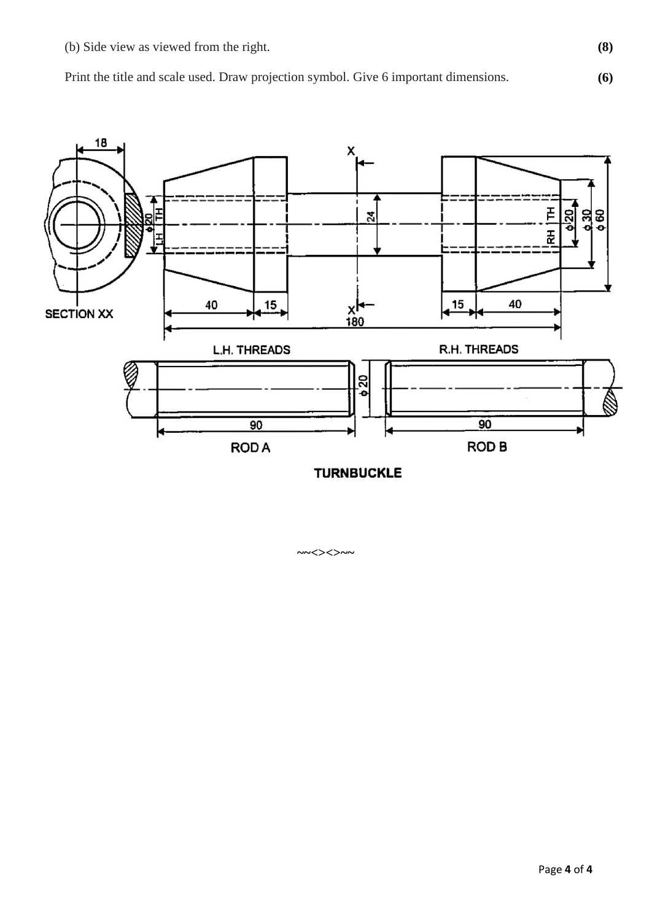(b) Side view as viewed from the right. **(8)**

Print the title and scale used. Draw projection symbol. Give 6 important dimensions. **(6)**

18

SECTION XX

X

X

φ20

LH TH

24

RH TH

φ20

φ 30

φ 60

40

15

180

15

40

L.H. THREADS

R.H. THREADS

φ20

90

90

ROD A

ROD B

**TURNBUCKLE**

~~<><>~~